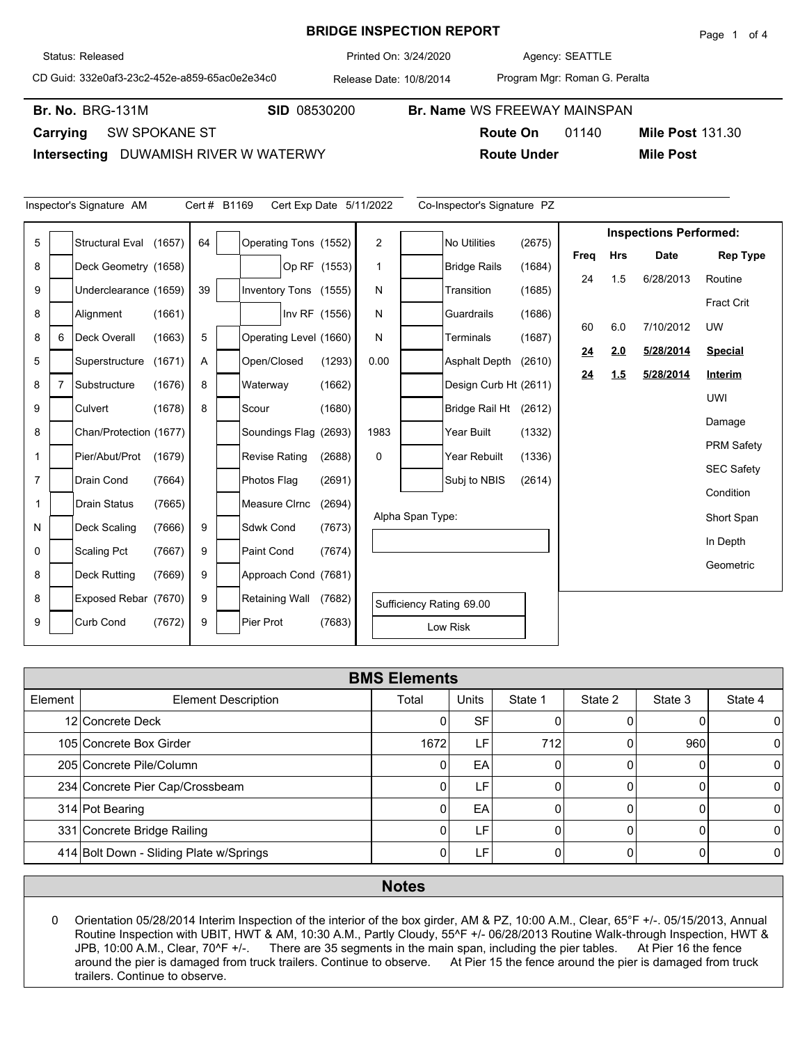# BRIDGE INSPECTION REPORT

Status: Released | Printed On: 3/24/2020 | Agency: SEATTLE

CD Guid: 332e0af3-23c2-452e-a859-65ac0e2e34c0 | Release Date: 10/8/2014 | Program Mgr: Roman G. Peralta

**Br. No.** BRG-131M **SID** 08530200 **Br. Name** WS FREEWAY MAINSPAN

**Carrying** SW SPOKANE ST **Route On** 01140 **Mile Post** 131.30

**Intersecting** DUWAMISH RIVER W WATERWY **Route Under** **Mile Post**

Inspector's Signature AM Cert # B1169 Cert Exp Date 5/11/2022 Co-Inspector's Signature PZ

| | | | | | | | | | | | |
|---|---|---|---|---|---|---|---|---|---|---|---|
| 5 | | Structural Eval (1657) | 64 | | Operating Tons (1552) | 2 | | No Utilities | (2675) | | |
| 8 | | Deck Geometry (1658) | | | Op RF (1553) | 1 | | Bridge Rails | (1684) | | |
| 9 | | Underclearance (1659) | 39 | | Inventory Tons (1555) | N | | Transition | (1685) | | |
| 8 | | Alignment (1661) | | | Inv RF (1556) | N | | Guardrails | (1686) | | |
| 8 | 6 | Deck Overall (1663) | 5 | | Operating Level (1660) | N | | Terminals | (1687) | | |
| 5 | | Superstructure (1671) | A | | Open/Closed (1293) | 0.00 | | Asphalt Depth | (2610) | | |
| 8 | 7 | Substructure (1676) | 8 | | Waterway (1662) | | | Design Curb Ht | (2611) | | |
| 9 | | Culvert (1678) | 8 | | Scour (1680) | | | Bridge Rail Ht | (2612) | | |
| 8 | | Chan/Protection (1677) | | | Soundings Flag (2693) | 1983 | | Year Built | (1332) | | |
| 1 | | Pier/Abut/Prot (1679) | | | Revise Rating (2688) | 0 | | Year Rebuilt | (1336) | | |
| 7 | | Drain Cond (7664) | | | Photos Flag (2691) | | | Subj to NBIS | (2614) | | |
| 1 | | Drain Status (7665) | | | Measure Clrnc (2694) | | | | | | |
| N | | Deck Scaling (7666) | 9 | | Sdwk Cond (7673) | | | | | | |
| 0 | | Scaling Pct (7667) | 9 | | Paint Cond (7674) | | | | | | |
| 8 | | Deck Rutting (7669) | 9 | | Approach Cond (7681) | | | | | | |
| 8 | | Exposed Rebar (7670) | 9 | | Retaining Wall (7682) | | | | | | |
| 9 | | Curb Cond (7672) | 9 | | Pier Prot (7683) | | | | | | |

Alpha Span Type:

Sufficiency Rating 69.00

Low Risk

**Inspections Performed:**

| Freq | Hrs | Date | Rep Type |
|---|---|---|---|
| 24 | 1.5 | 6/28/2013 | Routine |
| | | | Fract Crit |
| 60 | 6.0 | 7/10/2012 | UW |
| **24** | **2.0** | **5/28/2014** | **Special** |
| **24** | **1.5** | **5/28/2014** | **Interim** |
| | | | UWI |
| | | | Damage |
| | | | PRM Safety |
| | | | SEC Safety |
| | | | Condition |
| | | | Short Span |
| | | | In Depth |
| | | | Geometric |

## BMS Elements

| Element | Element Description | Total | Units | State 1 | State 2 | State 3 | State 4 |
|---|---|---|---|---|---|---|---|
| 12 | Concrete Deck | 0 | SF | 0 | 0 | 0 | 0 |
| 105 | Concrete Box Girder | 1672 | LF | 712 | 0 | 960 | 0 |
| 205 | Concrete Pile/Column | 0 | EA | 0 | 0 | 0 | 0 |
| 234 | Concrete Pier Cap/Crossbeam | 0 | LF | 0 | 0 | 0 | 0 |
| 314 | Pot Bearing | 0 | EA | 0 | 0 | 0 | 0 |
| 331 | Concrete Bridge Railing | 0 | LF | 0 | 0 | 0 | 0 |
| 414 | Bolt Down - Sliding Plate w/Springs | 0 | LF | 0 | 0 | 0 | 0 |

## Notes

0 Orientation 05/28/2014 Interim Inspection of the interior of the box girder, AM & PZ, 10:00 A.M., Clear, 65°F +/-. 05/15/2013, Annual Routine Inspection with UBIT, HWT & AM, 10:30 A.M., Partly Cloudy, 55^F +/- 06/28/2013 Routine Walk-through Inspection, HWT & JPB, 10:00 A.M., Clear, 70^F +/-. There are 35 segments in the main span, including the pier tables. At Pier 16 the fence around the pier is damaged from truck trailers. Continue to observe. At Pier 15 the fence around the pier is damaged from truck trailers. Continue to observe.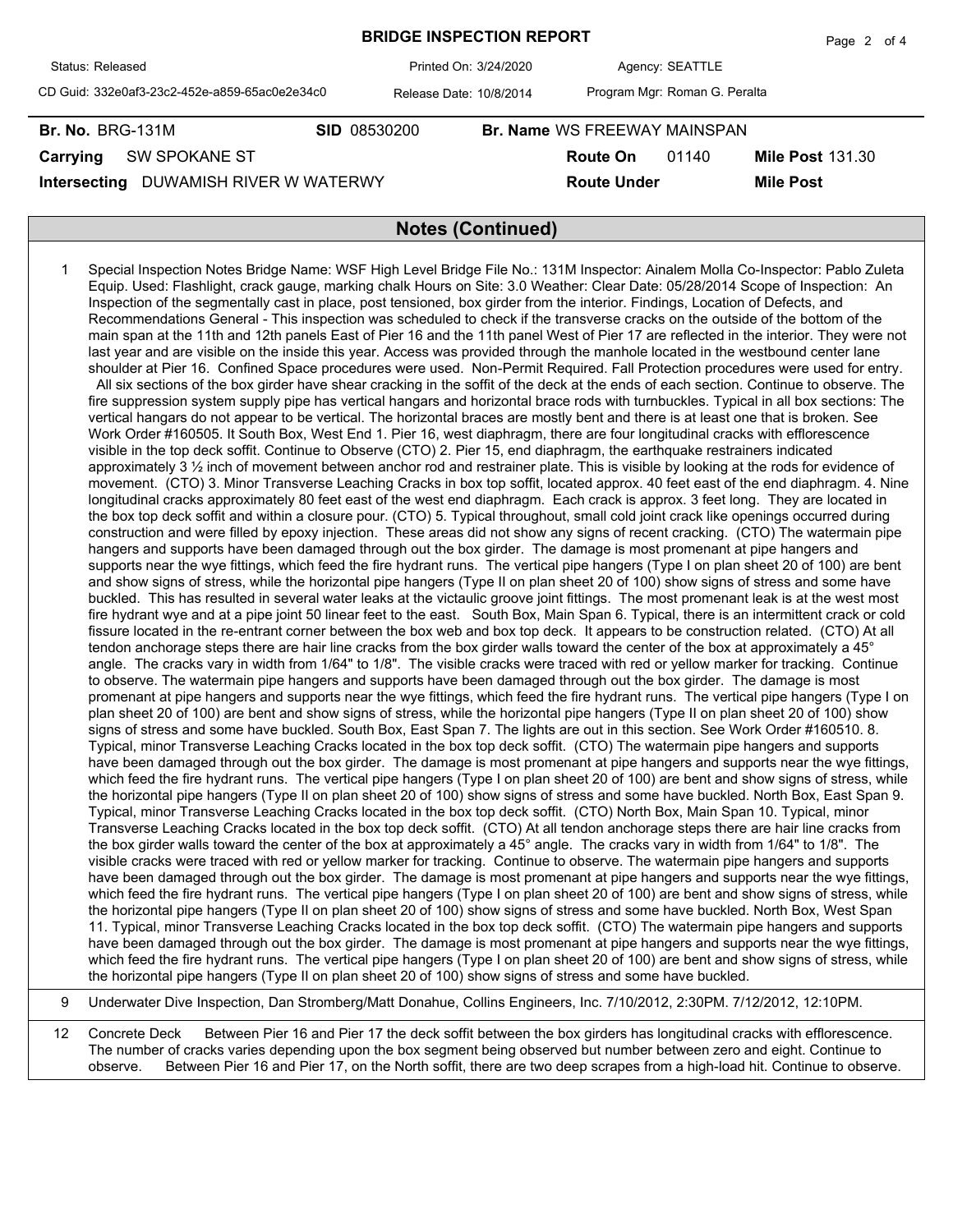# BRIDGE INSPECTION REPORT

| Status: Released | Printed On: 3/24/2020 | Agency: SEATTLE |
|---|---|---|
| CD Guid: 332e0af3-23c2-452e-a859-65ac0e2e34c0 | Release Date: 10/8/2014 | Program Mgr: Roman G. Peralta |

**Br. No.** BRG-131M **SID** 08530200 **Br. Name** WS FREEWAY MAINSPAN

**Carrying** SW SPOKANE ST **Route On** 01140 **Mile Post** 131.30

**Intersecting** DUWAMISH RIVER W WATERWY **Route Under** **Mile Post**

## Notes (Continued)

| | |
|---|---|
| 1 | Special Inspection Notes Bridge Name: WSF High Level Bridge File No.: 131M Inspector: Ainalem Molla Co-Inspector: Pablo Zuleta Equip. Used: Flashlight, crack gauge, marking chalk Hours on Site: 3.0 Weather: Clear Date: 05/28/2014 Scope of Inspection: An Inspection of the segmentally cast in place, post tensioned, box girder from the interior. Findings, Location of Defects, and Recommendations General - This inspection was scheduled to check if the transverse cracks on the outside of the bottom of the main span at the 11th and 12th panels East of Pier 16 and the 11th panel West of Pier 17 are reflected in the interior. They were not last year and are visible on the inside this year. Access was provided through the manhole located in the westbound center lane shoulder at Pier 16. Confined Space procedures were used. Non-Permit Required. Fall Protection procedures were used for entry. All six sections of the box girder have shear cracking in the soffit of the deck at the ends of each section. Continue to observe. The fire suppression system supply pipe has vertical hangars and horizontal brace rods with turnbuckles. Typical in all box sections: The vertical hangars do not appear to be vertical. The horizontal braces are mostly bent and there is at least one that is broken. See Work Order #160505. It South Box, West End 1. Pier 16, west diaphragm, there are four longitudinal cracks with efflorescence visible in the top deck soffit. Continue to Observe (CTO) 2. Pier 15, end diaphragm, the earthquake restrainers indicated approximately 3 ½ inch of movement between anchor rod and restrainer plate. This is visible by looking at the rods for evidence of movement. (CTO) 3. Minor Transverse Leaching Cracks in box top soffit, located approx. 40 feet east of the end diaphragm. 4. Nine longitudinal cracks approximately 80 feet east of the west end diaphragm. Each crack is approx. 3 feet long. They are located in the box top deck soffit and within a closure pour. (CTO) 5. Typical throughout, small cold joint crack like openings occurred during construction and were filled by epoxy injection. These areas did not show any signs of recent cracking. (CTO) The watermain pipe hangers and supports have been damaged through out the box girder. The damage is most promenant at pipe hangers and supports near the wye fittings, which feed the fire hydrant runs. The vertical pipe hangers (Type I on plan sheet 20 of 100) are bent and show signs of stress, while the horizontal pipe hangers (Type II on plan sheet 20 of 100) show signs of stress and some have buckled. This has resulted in several water leaks at the victaulic groove joint fittings. The most promenant leak is at the west most fire hydrant wye and at a pipe joint 50 linear feet to the east. South Box, Main Span 6. Typical, there is an intermittent crack or cold fissure located in the re-entrant corner between the box web and box top deck. It appears to be construction related. (CTO) At all tendon anchorage steps there are hair line cracks from the box girder walls toward the center of the box at approximately a 45° angle. The cracks vary in width from 1/64" to 1/8". The visible cracks were traced with red or yellow marker for tracking. Continue to observe. The watermain pipe hangers and supports have been damaged through out the box girder. The damage is most promenant at pipe hangers and supports near the wye fittings, which feed the fire hydrant runs. The vertical pipe hangers (Type I on plan sheet 20 of 100) are bent and show signs of stress, while the horizontal pipe hangers (Type II on plan sheet 20 of 100) show signs of stress and some have buckled. South Box, East Span 7. The lights are out in this section. See Work Order #160510. 8. Typical, minor Transverse Leaching Cracks located in the box top deck soffit. (CTO) The watermain pipe hangers and supports have been damaged through out the box girder. The damage is most promenant at pipe hangers and supports near the wye fittings, which feed the fire hydrant runs. The vertical pipe hangers (Type I on plan sheet 20 of 100) are bent and show signs of stress, while the horizontal pipe hangers (Type II on plan sheet 20 of 100) show signs of stress and some have buckled. North Box, East Span 9. Typical, minor Transverse Leaching Cracks located in the box top deck soffit. (CTO) North Box, Main Span 10. Typical, minor Transverse Leaching Cracks located in the box top deck soffit. (CTO) At all tendon anchorage steps there are hair line cracks from the box girder walls toward the center of the box at approximately a 45° angle. The cracks vary in width from 1/64" to 1/8". The visible cracks were traced with red or yellow marker for tracking. Continue to observe. The watermain pipe hangers and supports have been damaged through out the box girder. The damage is most promenant at pipe hangers and supports near the wye fittings, which feed the fire hydrant runs. The vertical pipe hangers (Type I on plan sheet 20 of 100) are bent and show signs of stress, while the horizontal pipe hangers (Type II on plan sheet 20 of 100) show signs of stress and some have buckled. North Box, West Span 11. Typical, minor Transverse Leaching Cracks located in the box top deck soffit. (CTO) The watermain pipe hangers and supports have been damaged through out the box girder. The damage is most promenant at pipe hangers and supports near the wye fittings, which feed the fire hydrant runs. The vertical pipe hangers (Type I on plan sheet 20 of 100) are bent and show signs of stress, while the horizontal pipe hangers (Type II on plan sheet 20 of 100) show signs of stress and some have buckled. |
| 9 | Underwater Dive Inspection, Dan Stromberg/Matt Donahue, Collins Engineers, Inc. 7/10/2012, 2:30PM. 7/12/2012, 12:10PM. |
| 12 | Concrete Deck Between Pier 16 and Pier 17 the deck soffit between the box girders has longitudinal cracks with efflorescence. The number of cracks varies depending upon the box segment being observed but number between zero and eight. Continue to observe. Between Pier 16 and Pier 17, on the North soffit, there are two deep scrapes from a high-load hit. Continue to observe. |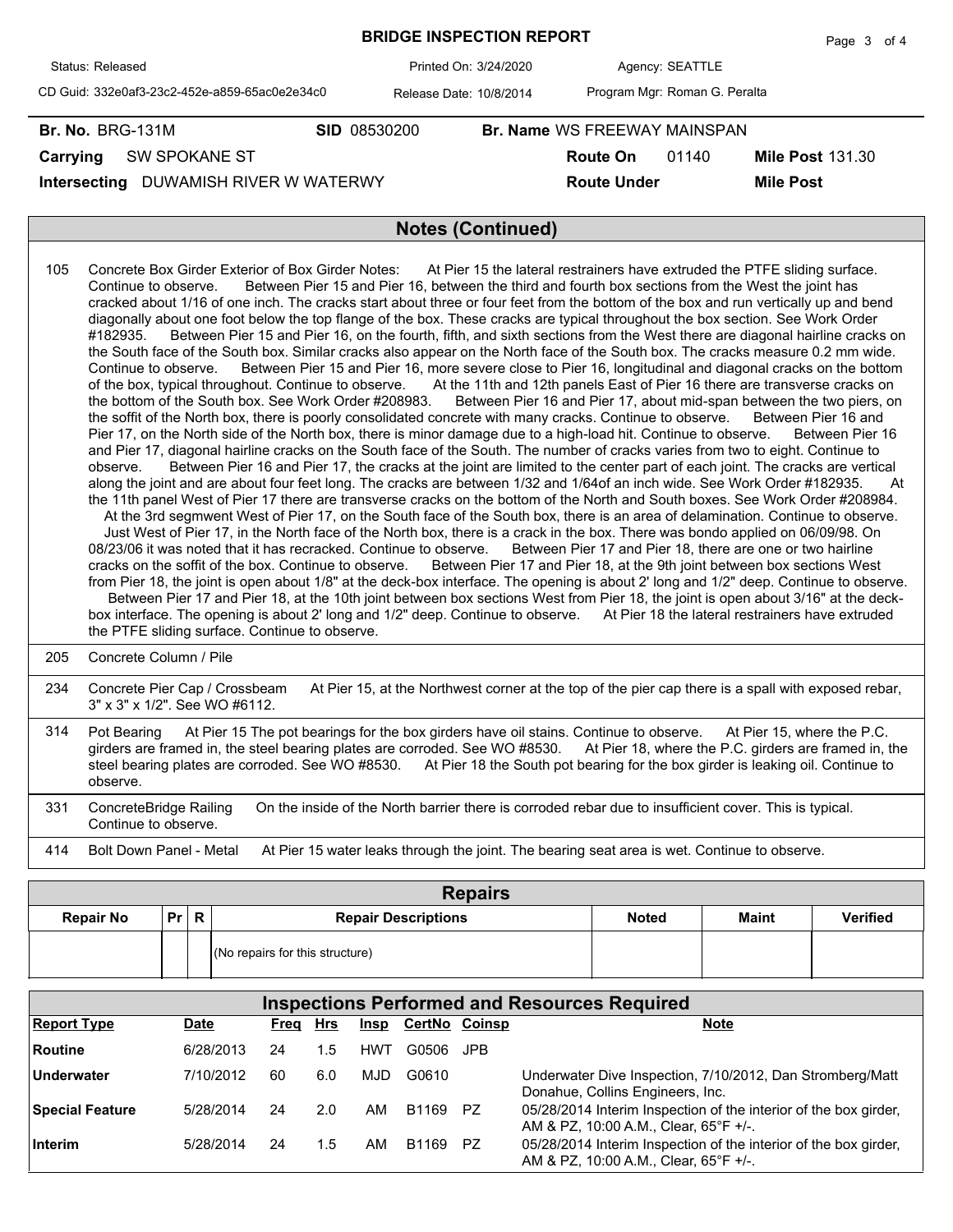**BRIDGE INSPECTION REPORT**

Status: Released | Printed On: 3/24/2020 | Agency: SEATTLE

CD Guid: 332e0af3-23c2-452e-a859-65ac0e2e34c0 | Release Date: 10/8/2014 | Program Mgr: Roman G. Peralta

**Br. No.** BRG-131M **SID** 08530200 **Br. Name** WS FREEWAY MAINSPAN

**Carrying** SW SPOKANE ST **Route On** 01140 **Mile Post** 131.30

**Intersecting** DUWAMISH RIVER W WATERWY **Route Under** **Mile Post**

## Notes (Continued)

| | |
|---|---|
| 105 | Concrete Box Girder Exterior of Box Girder Notes: At Pier 15 the lateral restrainers have extruded the PTFE sliding surface. Continue to observe. Between Pier 15 and Pier 16, between the third and fourth box sections from the West the joint has cracked about 1/16 of one inch. The cracks start about three or four feet from the bottom of the box and run vertically up and bend diagonally about one foot below the top flange of the box. These cracks are typical throughout the box section. See Work Order #182935. Between Pier 15 and Pier 16, on the fourth, fifth, and sixth sections from the West there are diagonal hairline cracks on the South face of the South box. Similar cracks also appear on the North face of the South box. The cracks measure 0.2 mm wide. Continue to observe. Between Pier 15 and Pier 16, more severe close to Pier 16, longitudinal and diagonal cracks on the bottom of the box, typical throughout. Continue to observe. At the 11th and 12th panels East of Pier 16 there are transverse cracks on the bottom of the South box. See Work Order #208983. Between Pier 16 and Pier 17, about mid-span between the two piers, on the soffit of the North box, there is poorly consolidated concrete with many cracks. Continue to observe. Between Pier 16 and Pier 17, on the North side of the North box, there is minor damage due to a high-load hit. Continue to observe. Between Pier 16 and Pier 17, diagonal hairline cracks on the South face of the South. The number of cracks varies from two to eight. Continue to observe. Between Pier 16 and Pier 17, the cracks at the joint are limited to the center part of each joint. The cracks are vertical along the joint and are about four feet long. The cracks are between 1/32 and 1/64of an inch wide. See Work Order #182935. At the 11th panel West of Pier 17 there are transverse cracks on the bottom of the North and South boxes. See Work Order #208984. At the 3rd segmwent West of Pier 17, on the South face of the South box, there is an area of delamination. Continue to observe. Just West of Pier 17, in the North face of the North box, there is a crack in the box. There was bondo applied on 06/09/98. On 08/23/06 it was noted that it has recracked. Continue to observe. Between Pier 17 and Pier 18, there are one or two hairline cracks on the soffit of the box. Continue to observe. Between Pier 17 and Pier 18, at the 9th joint between box sections West from Pier 18, the joint is open about 1/8" at the deck-box interface. The opening is about 2' long and 1/2" deep. Continue to observe. Between Pier 17 and Pier 18, at the 10th joint between box sections West from Pier 18, the joint is open about 3/16" at the deck-box interface. The opening is about 2' long and 1/2" deep. Continue to observe. At Pier 18 the lateral restrainers have extruded the PTFE sliding surface. Continue to observe. |
| 205 | Concrete Column / Pile |
| 234 | Concrete Pier Cap / Crossbeam At Pier 15, at the Northwest corner at the top of the pier cap there is a spall with exposed rebar, 3" x 3" x 1/2". See WO #6112. |
| 314 | Pot Bearing At Pier 15 The pot bearings for the box girders have oil stains. Continue to observe. At Pier 15, where the P.C. girders are framed in, the steel bearing plates are corroded. See WO #8530. At Pier 18, where the P.C. girders are framed in, the steel bearing plates are corroded. See WO #8530. At Pier 18 the South pot bearing for the box girder is leaking oil. Continue to observe. |
| 331 | ConcreteBridge Railing On the inside of the North barrier there is corroded rebar due to insufficient cover. This is typical. Continue to observe. |
| 414 | Bolt Down Panel - Metal At Pier 15 water leaks through the joint. The bearing seat area is wet. Continue to observe. |

## Repairs

| Repair No | Pr | R | Repair Descriptions | Noted | Maint | Verified |
|---|---|---|---|---|---|---|
| | | | (No repairs for this structure) | | | |

## Inspections Performed and Resources Required

| Report Type | Date | Freq | Hrs | Insp | CertNo | Coinsp | Note |
|---|---|---|---|---|---|---|---|
| Routine | 6/28/2013 | 24 | 1.5 | HWT | G0506 | JPB | |
| Underwater | 7/10/2012 | 60 | 6.0 | MJD | G0610 | | Underwater Dive Inspection, 7/10/2012, Dan Stromberg/Matt Donahue, Collins Engineers, Inc. |
| Special Feature | 5/28/2014 | 24 | 2.0 | AM | B1169 | PZ | 05/28/2014 Interim Inspection of the interior of the box girder, AM & PZ, 10:00 A.M., Clear, 65°F +/-. |
| Interim | 5/28/2014 | 24 | 1.5 | AM | B1169 | PZ | 05/28/2014 Interim Inspection of the interior of the box girder, AM & PZ, 10:00 A.M., Clear, 65°F +/-. |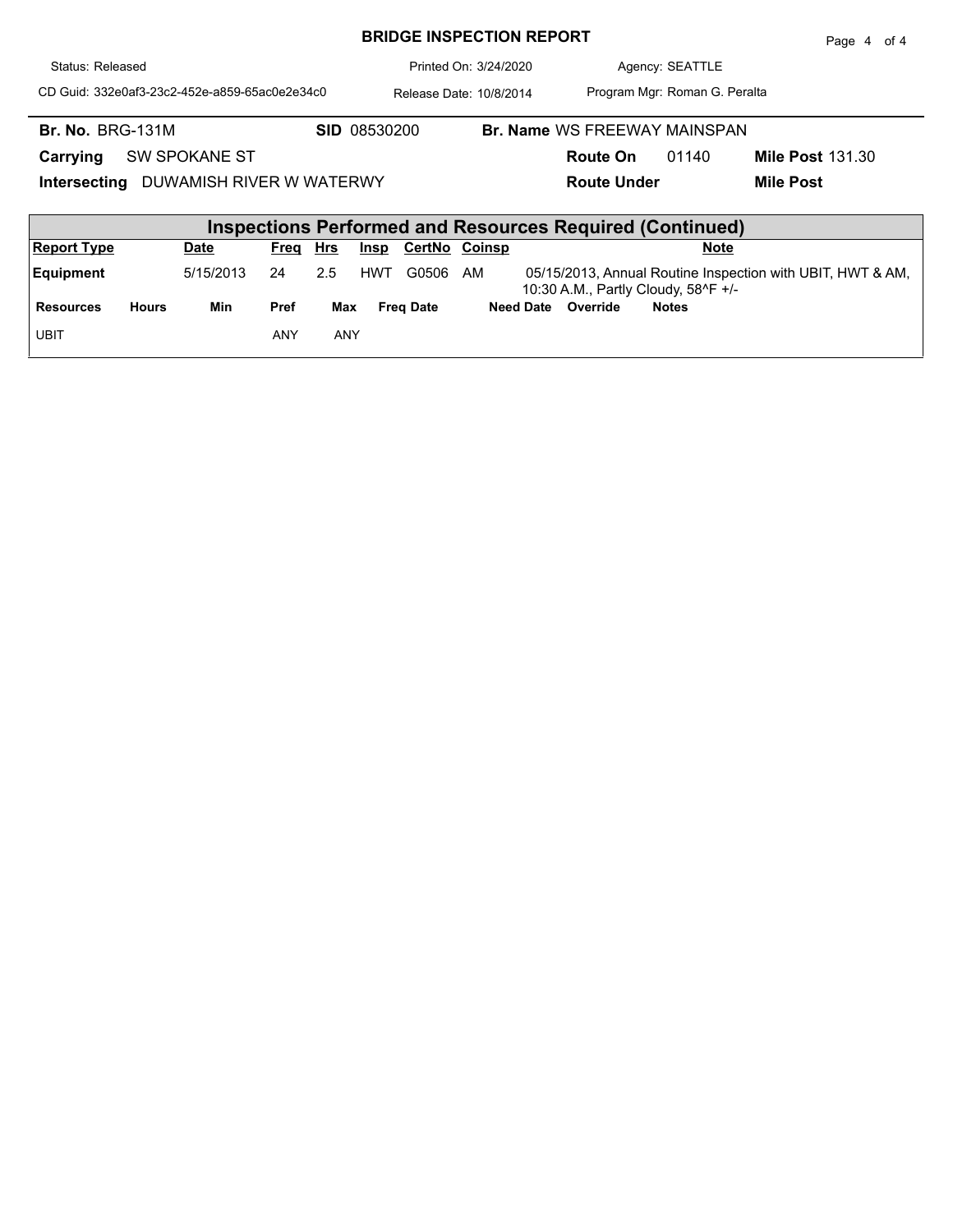# BRIDGE INSPECTION REPORT

Status: Released | Printed On: 3/24/2020 | Agency: SEATTLE

CD Guid: 332e0af3-23c2-452e-a859-65ac0e2e34c0 | Release Date: 10/8/2014 | Program Mgr: Roman G. Peralta

**Br. No.** BRG-131M **SID** 08530200 **Br. Name** WS FREEWAY MAINSPAN

**Carrying** SW SPOKANE ST **Route On** 01140 **Mile Post** 131.30

**Intersecting** DUWAMISH RIVER W WATERWY **Route Under** **Mile Post**

## Inspections Performed and Resources Required (Continued)

| Report Type | Date | Freq | Hrs | Insp | CertNo | Coinsp | Note |
|---|---|---|---|---|---|---|---|
| Equipment | 5/15/2013 | 24 | 2.5 | HWT | G0506 | AM | 05/15/2013, Annual Routine Inspection with UBIT, HWT & AM, 10:30 A.M., Partly Cloudy, 58^F +/- |

| Resources | Hours | Min | Pref | Max | Freq Date | Need Date | Override | Notes |
|---|---|---|---|---|---|---|---|---|
| UBIT | | | ANY | ANY | | | | |